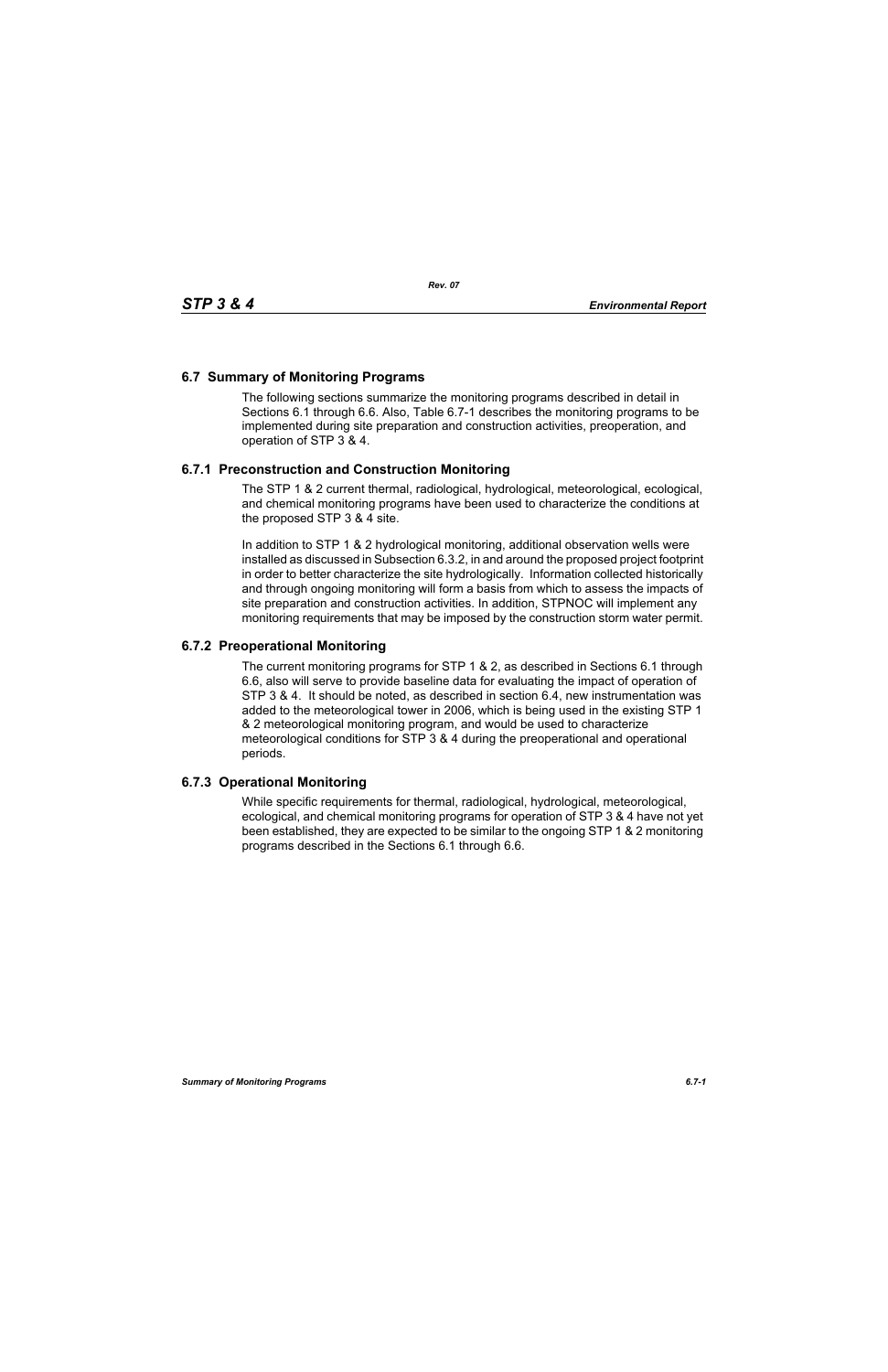## 6.7 Summary of Monitoring Programs

The following sections summarize the monitoring programs described in detail in Sections 6.1 through 6.6. Also, Table 6.7-1 describes the monitoring programs to be implemented during site preparation and construction activities, preoperation, and operation of STP 3 & 4.

### 6.7.1 Preconstruction and Construction Monitoring

The STP 1 & 2 current thermal, radiological, hydrological, meteorological, ecological, and chemical monitoring programs have been used to characterize the conditions at the proposed STP 3 & 4 site.

In addition to STP 1 & 2 hydrological monitoring, additional observation wells were installed as discussed in Subsection 6.3.2, in and around the proposed project footprint in order to better characterize the site hydrologically. Information collected historically and through ongoing monitoring will form a basis from which to assess the impacts of site preparation and construction activities. In addition, STPNOC will implement any monitoring requirements that may be imposed by the construction storm water permit.

### 6.7.2 Preoperational Monitoring

The current monitoring programs for STP 1 & 2, as described in Sections 6.1 through 6.6, also will serve to provide baseline data for evaluating the impact of operation of STP 3 & 4. It should be noted, as described in section 6.4, new instrumentation was added to the meteorological tower in 2006, which is being used in the existing STP 1 & 2 meteorological monitoring program, and would be used to characterize meteorological conditions for STP 3 & 4 during the preoperational and operational periods.

### 6.7.3 Operational Monitoring

While specific requirements for thermal, radiological, hydrological, meteorological, ecological, and chemical monitoring programs for operation of STP 3 & 4 have not yet been established, they are expected to be similar to the ongoing STP 1 & 2 monitoring programs described in the Sections 6.1 through 6.6.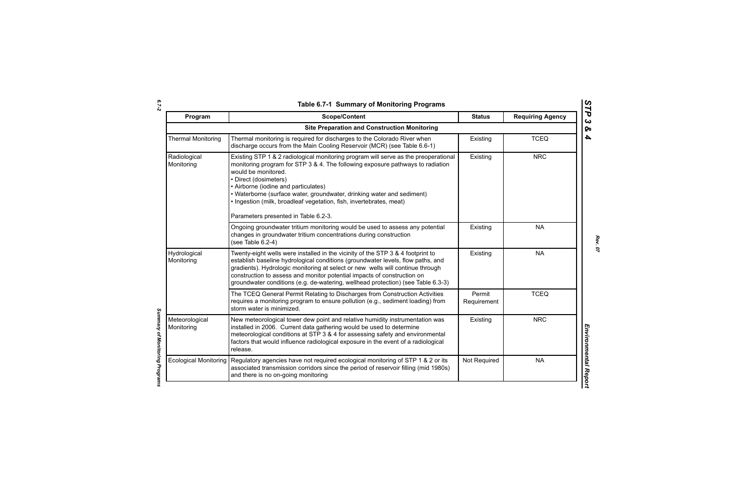**Table 6.7-1 Summary of Monitoring Programs**

| Program | Scope/Content | Status | Requiring Agency |
|---|---|---|---|
| | **Site Preparation and Construction Monitoring** | | |
| Thermal Monitoring | Thermal monitoring is required for discharges to the Colorado River when discharge occurs from the Main Cooling Reservoir (MCR) (see Table 6.6-1) | Existing | TCEQ |
| Radiological Monitoring | Existing STP 1 & 2 radiological monitoring program will serve as the preoperational monitoring program for STP 3 & 4. The following exposure pathways to radiation would be monitored.<br>• Direct (dosimeters)<br>• Airborne (iodine and particulates)<br>• Waterborne (surface water, groundwater, drinking water and sediment)<br>• Ingestion (milk, broadleaf vegetation, fish, invertebrates, meat)<br><br>Parameters presented in Table 6.2-3. | Existing | NRC |
| | Ongoing groundwater tritium monitoring would be used to assess any potential changes in groundwater tritium concentrations during construction (see Table 6.2-4) | Existing | NA |
| Hydrological Monitoring | Twenty-eight wells were installed in the vicinity of the STP 3 & 4 footprint to establish baseline hydrological conditions (groundwater levels, flow paths, and gradients). Hydrologic monitoring at select or new wells will continue through construction to assess and monitor potential impacts of construction on groundwater conditions (e.g. de-watering, wellhead protection) (see Table 6.3-3) | Existing | NA |
| | The TCEQ General Permit Relating to Discharges from Construction Activities requires a monitoring program to ensure pollution (e.g., sediment loading) from storm water is minimized. | Permit Requirement | TCEQ |
| Meteorological Monitoring | New meteorological tower dew point and relative humidity instrumentation was installed in 2006. Current data gathering would be used to determine meteorological conditions at STP 3 & 4 for assessing safety and environmental factors that would influence radiological exposure in the event of a radiological release. | Existing | NRC |
| Ecological Monitoring | Regulatory agencies have not required ecological monitoring of STP 1 & 2 or its associated transmission corridors since the period of reservoir filling (mid 1980s) and there is no on-going monitoring | Not Required | NA |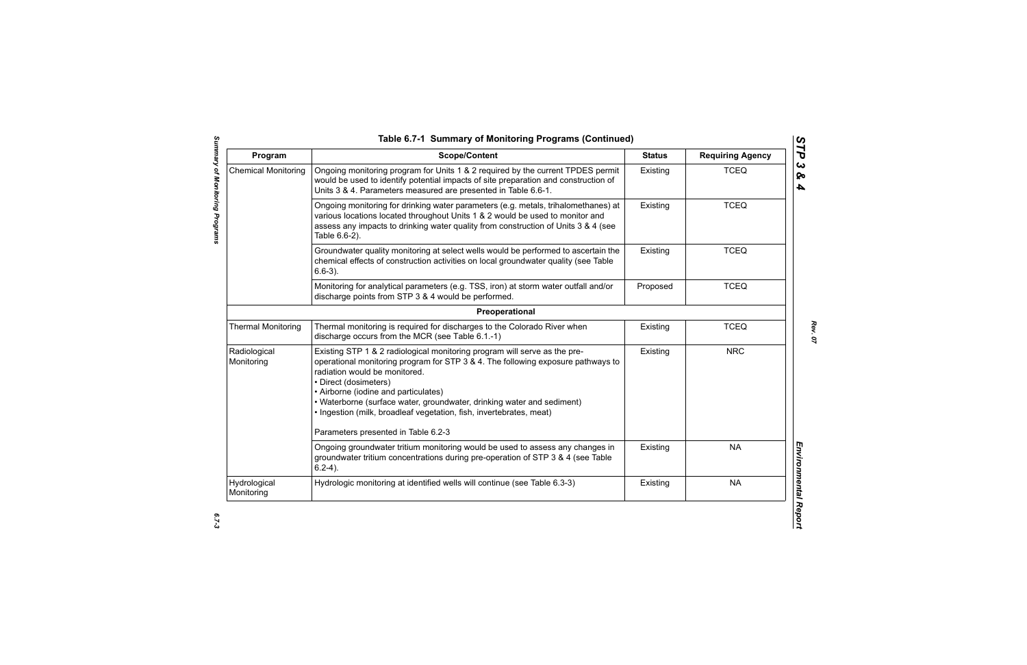## Table 6.7-1 Summary of Monitoring Programs (Continued)

| Program | Scope/Content | Status | Requiring Agency |
|---|---|---|---|
| Chemical Monitoring | Ongoing monitoring program for Units 1 & 2 required by the current TPDES permit would be used to identify potential impacts of site preparation and construction of Units 3 & 4. Parameters measured are presented in Table 6.6-1. | Existing | TCEQ |
| | Ongoing monitoring for drinking water parameters (e.g. metals, trihalomethanes) at various locations located throughout Units 1 & 2 would be used to monitor and assess any impacts to drinking water quality from construction of Units 3 & 4 (see Table 6.6-2). | Existing | TCEQ |
| | Groundwater quality monitoring at select wells would be performed to ascertain the chemical effects of construction activities on local groundwater quality (see Table 6.6-3). | Existing | TCEQ |
| | Monitoring for analytical parameters (e.g. TSS, iron) at storm water outfall and/or discharge points from STP 3 & 4 would be performed. | Proposed | TCEQ |
| | **Preoperational** | | |
| Thermal Monitoring | Thermal monitoring is required for discharges to the Colorado River when discharge occurs from the MCR (see Table 6.1.-1) | Existing | TCEQ |
| Radiological Monitoring | Existing STP 1 & 2 radiological monitoring program will serve as the pre-operational monitoring program for STP 3 & 4. The following exposure pathways to radiation would be monitored.<br>• Direct (dosimeters)<br>• Airborne (iodine and particulates)<br>• Waterborne (surface water, groundwater, drinking water and sediment)<br>• Ingestion (milk, broadleaf vegetation, fish, invertebrates, meat)<br><br>Parameters presented in Table 6.2-3 | Existing | NRC |
| | Ongoing groundwater tritium monitoring would be used to assess any changes in groundwater tritium concentrations during pre-operation of STP 3 & 4 (see Table 6.2-4). | Existing | NA |
| Hydrological Monitoring | Hydrologic monitoring at identified wells will continue (see Table 6.3-3) | Existing | NA |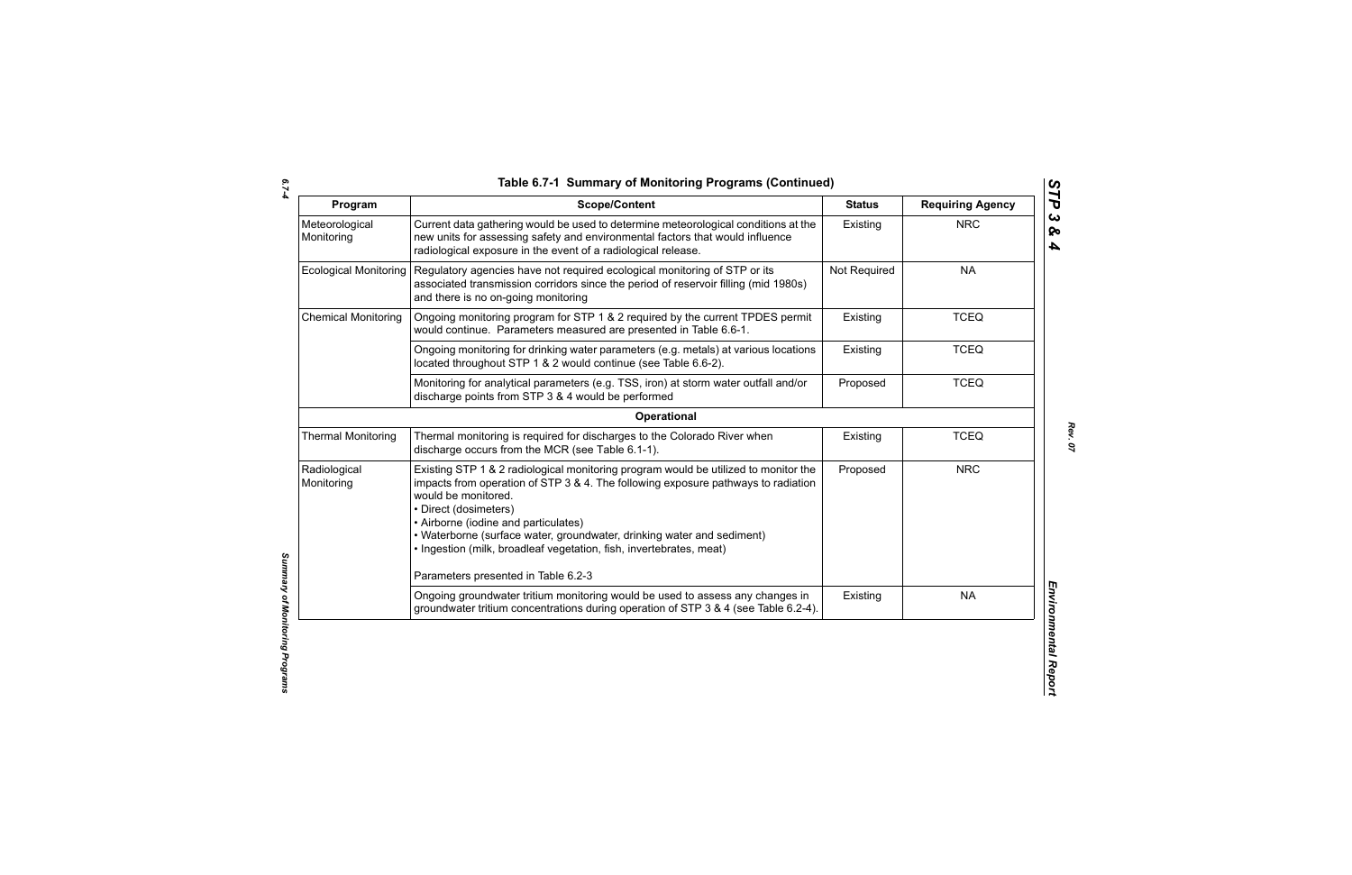**Table 6.7-1 Summary of Monitoring Programs (Continued)**

| Program | Scope/Content | Status | Requiring Agency |
|---|---|---|---|
| Meteorological Monitoring | Current data gathering would be used to determine meteorological conditions at the new units for assessing safety and environmental factors that would influence radiological exposure in the event of a radiological release. | Existing | NRC |
| Ecological Monitoring | Regulatory agencies have not required ecological monitoring of STP or its associated transmission corridors since the period of reservoir filling (mid 1980s) and there is no on-going monitoring | Not Required | NA |
| Chemical Monitoring | Ongoing monitoring program for STP 1 & 2 required by the current TPDES permit would continue. Parameters measured are presented in Table 6.6-1. | Existing | TCEQ |
| | Ongoing monitoring for drinking water parameters (e.g. metals) at various locations located throughout STP 1 & 2 would continue (see Table 6.6-2). | Existing | TCEQ |
| | Monitoring for analytical parameters (e.g. TSS, iron) at storm water outfall and/or discharge points from STP 3 & 4 would be performed | Proposed | TCEQ |
| | **Operational** | | |
| Thermal Monitoring | Thermal monitoring is required for discharges to the Colorado River when discharge occurs from the MCR (see Table 6.1-1). | Existing | TCEQ |
| Radiological Monitoring | Existing STP 1 & 2 radiological monitoring program would be utilized to monitor the impacts from operation of STP 3 & 4. The following exposure pathways to radiation would be monitored.<br>• Direct (dosimeters)<br>• Airborne (iodine and particulates)<br>• Waterborne (surface water, groundwater, drinking water and sediment)<br>• Ingestion (milk, broadleaf vegetation, fish, invertebrates, meat)<br><br>Parameters presented in Table 6.2-3 | Proposed | NRC |
| | Ongoing groundwater tritium monitoring would be used to assess any changes in groundwater tritium concentrations during operation of STP 3 & 4 (see Table 6.2-4). | Existing | NA |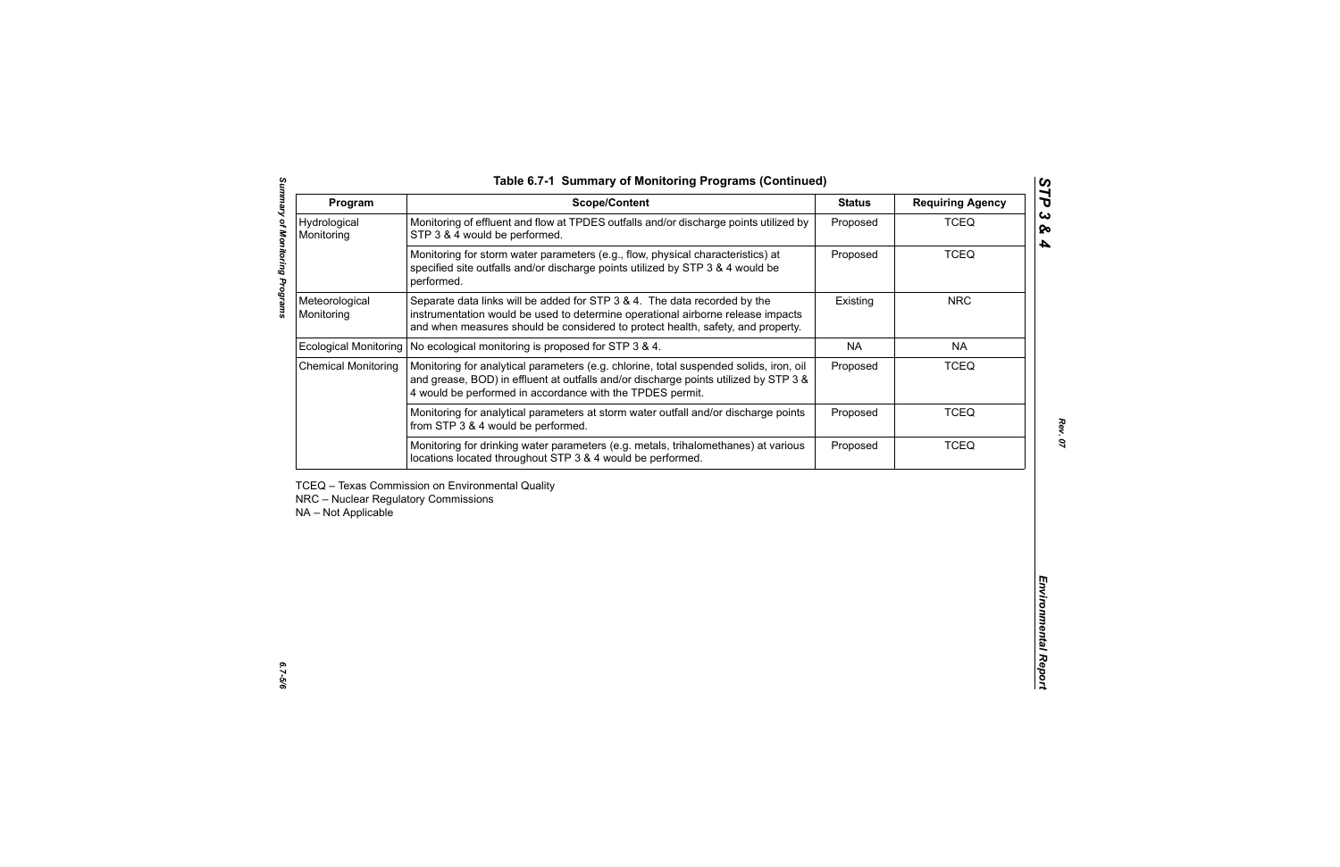**Table 6.7-1 Summary of Monitoring Programs (Continued)**

| Program | Scope/Content | Status | Requiring Agency |
|---|---|---|---|
| Hydrological Monitoring | Monitoring of effluent and flow at TPDES outfalls and/or discharge points utilized by STP 3 & 4 would be performed. | Proposed | TCEQ |
| | Monitoring for storm water parameters (e.g., flow, physical characteristics) at specified site outfalls and/or discharge points utilized by STP 3 & 4 would be performed. | Proposed | TCEQ |
| Meteorological Monitoring | Separate data links will be added for STP 3 & 4. The data recorded by the instrumentation would be used to determine operational airborne release impacts and when measures should be considered to protect health, safety, and property. | Existing | NRC |
| Ecological Monitoring | No ecological monitoring is proposed for STP 3 & 4. | NA | NA |
| Chemical Monitoring | Monitoring for analytical parameters (e.g. chlorine, total suspended solids, iron, oil and grease, BOD) in effluent at outfalls and/or discharge points utilized by STP 3 & 4 would be performed in accordance with the TPDES permit. | Proposed | TCEQ |
| | Monitoring for analytical parameters at storm water outfall and/or discharge points from STP 3 & 4 would be performed. | Proposed | TCEQ |
| | Monitoring for drinking water parameters (e.g. metals, trihalomethanes) at various locations located throughout STP 3 & 4 would be performed. | Proposed | TCEQ |

TCEQ – Texas Commission on Environmental Quality
NRC – Nuclear Regulatory Commissions
NA – Not Applicable